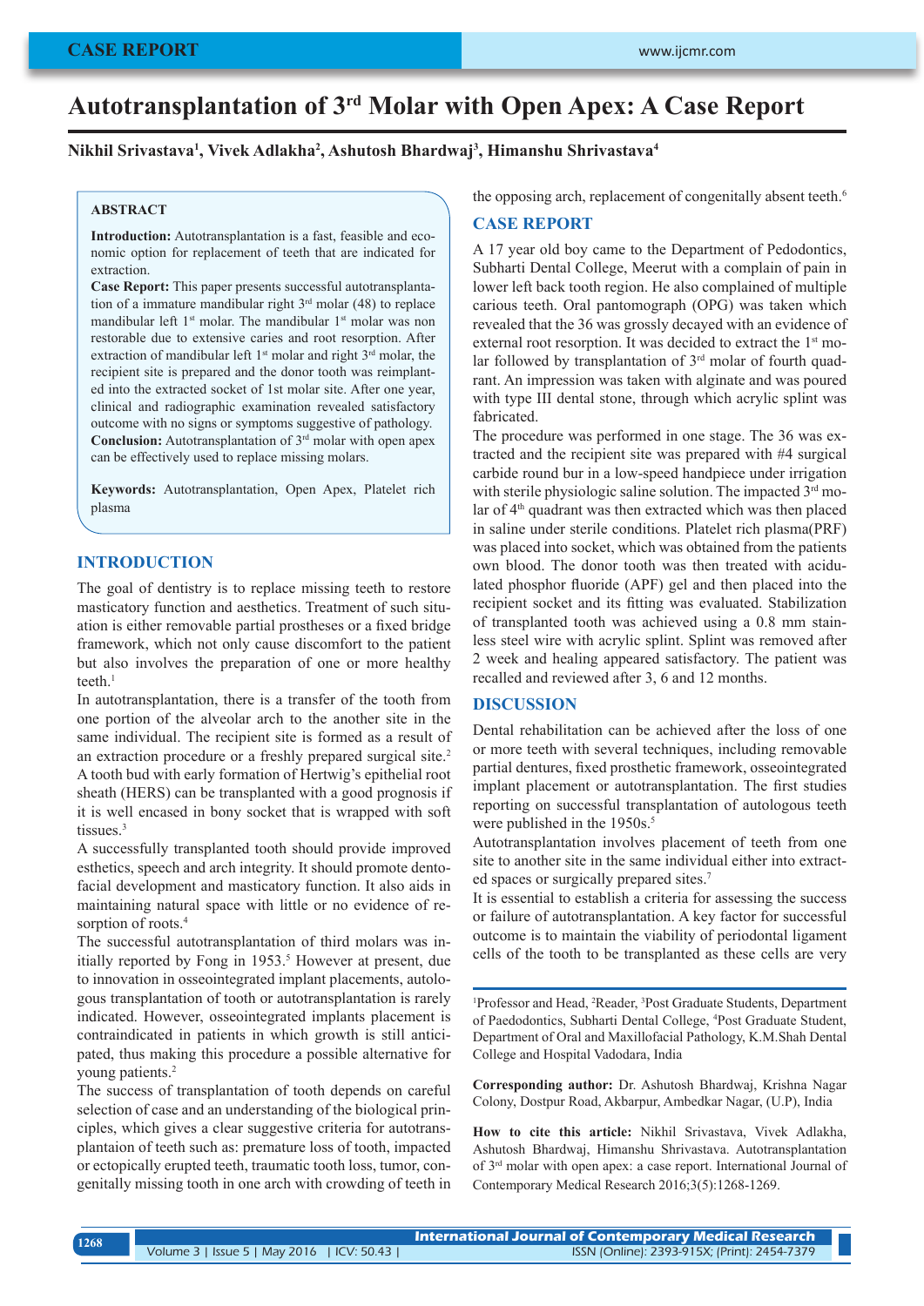# Autotransplantation of 3rd Molar with Open Apex: A Case Report

**Nikhil Srivastava[1], Vivek Adlakha[2], Ashutosh Bhardwaj[3], Himanshu Shrivastava[4]**

### ABSTRACT

**Introduction:** Autotransplantation is a fast, feasible and economic option for replacement of teeth that are indicated for extraction.

**Case Report:** This paper presents successful autotransplantation of a immature mandibular right 3rd molar (48) to replace mandibular left 1st molar. The mandibular 1st molar was non restorable due to extensive caries and root resorption. After extraction of mandibular left 1st molar and right 3rd molar, the recipient site is prepared and the donor tooth was reimplanted into the extracted socket of 1st molar site. After one year, clinical and radiographic examination revealed satisfactory outcome with no signs or symptoms suggestive of pathology.

**Conclusion:** Autotransplantation of 3rd molar with open apex can be effectively used to replace missing molars.

**Keywords:** Autotransplantation, Open Apex, Platelet rich plasma

## INTRODUCTION

The goal of dentistry is to replace missing teeth to restore masticatory function and aesthetics. Treatment of such situation is either removable partial prostheses or a fixed bridge framework, which not only cause discomfort to the patient but also involves the preparation of one or more healthy teeth.[1]

In autotransplantation, there is a transfer of the tooth from one portion of the alveolar arch to the another site in the same individual. The recipient site is formed as a result of an extraction procedure or a freshly prepared surgical site.[2] A tooth bud with early formation of Hertwig's epithelial root sheath (HERS) can be transplanted with a good prognosis if it is well encased in bony socket that is wrapped with soft tissues.[3]

A successfully transplanted tooth should provide improved esthetics, speech and arch integrity. It should promote dentofacial development and masticatory function. It also aids in maintaining natural space with little or no evidence of resorption of roots.[4]

The successful autotransplantation of third molars was initially reported by Fong in 1953.[5] However at present, due to innovation in osseointegrated implant placements, autologous transplantation of tooth or autotransplantation is rarely indicated. However, osseointegrated implants placement is contraindicated in patients in which growth is still anticipated, thus making this procedure a possible alternative for young patients.[2]

The success of transplantation of tooth depends on careful selection of case and an understanding of the biological principles, which gives a clear suggestive criteria for autotransplantaion of teeth such as: premature loss of tooth, impacted or ectopically erupted teeth, traumatic tooth loss, tumor, congenitally missing tooth in one arch with crowding of teeth in the opposing arch, replacement of congenitally absent teeth.[6]

## CASE REPORT

A 17 year old boy came to the Department of Pedodontics, Subharti Dental College, Meerut with a complain of pain in lower left back tooth region. He also complained of multiple carious teeth. Oral pantomograph (OPG) was taken which revealed that the 36 was grossly decayed with an evidence of external root resorption. It was decided to extract the 1st molar followed by transplantation of 3rd molar of fourth quadrant. An impression was taken with alginate and was poured with type III dental stone, through which acrylic splint was fabricated.

The procedure was performed in one stage. The 36 was extracted and the recipient site was prepared with #4 surgical carbide round bur in a low-speed handpiece under irrigation with sterile physiologic saline solution. The impacted 3rd molar of 4th quadrant was then extracted which was then placed in saline under sterile conditions. Platelet rich plasma(PRF) was placed into socket, which was obtained from the patients own blood. The donor tooth was then treated with acidulated phosphor fluoride (APF) gel and then placed into the recipient socket and its fitting was evaluated. Stabilization of transplanted tooth was achieved using a 0.8 mm stainless steel wire with acrylic splint. Splint was removed after 2 week and healing appeared satisfactory. The patient was recalled and reviewed after 3, 6 and 12 months.

## DISCUSSION

Dental rehabilitation can be achieved after the loss of one or more teeth with several techniques, including removable partial dentures, fixed prosthetic framework, osseointegrated implant placement or autotransplantation. The first studies reporting on successful transplantation of autologous teeth were published in the 1950s.[5]

Autotransplantation involves placement of teeth from one site to another site in the same individual either into extracted spaces or surgically prepared sites.[7]

It is essential to establish a criteria for assessing the success or failure of autotransplantation. A key factor for successful outcome is to maintain the viability of periodontal ligament cells of the tooth to be transplanted as these cells are very

---

[1]Professor and Head, [2]Reader, [3]Post Graduate Students, Department of Paedodontics, Subharti Dental College, [4]Post Graduate Student, Department of Oral and Maxillofacial Pathology, K.M.Shah Dental College and Hospital Vadodara, India

**Corresponding author:** Dr. Ashutosh Bhardwaj, Krishna Nagar Colony, Dostpur Road, Akbarpur, Ambedkar Nagar, (U.P), India

**How to cite this article:** Nikhil Srivastava, Vivek Adlakha, Ashutosh Bhardwaj, Himanshu Shrivastava. Autotransplantation of 3rd molar with open apex: a case report. International Journal of Contemporary Medical Research 2016;3(5):1268-1269.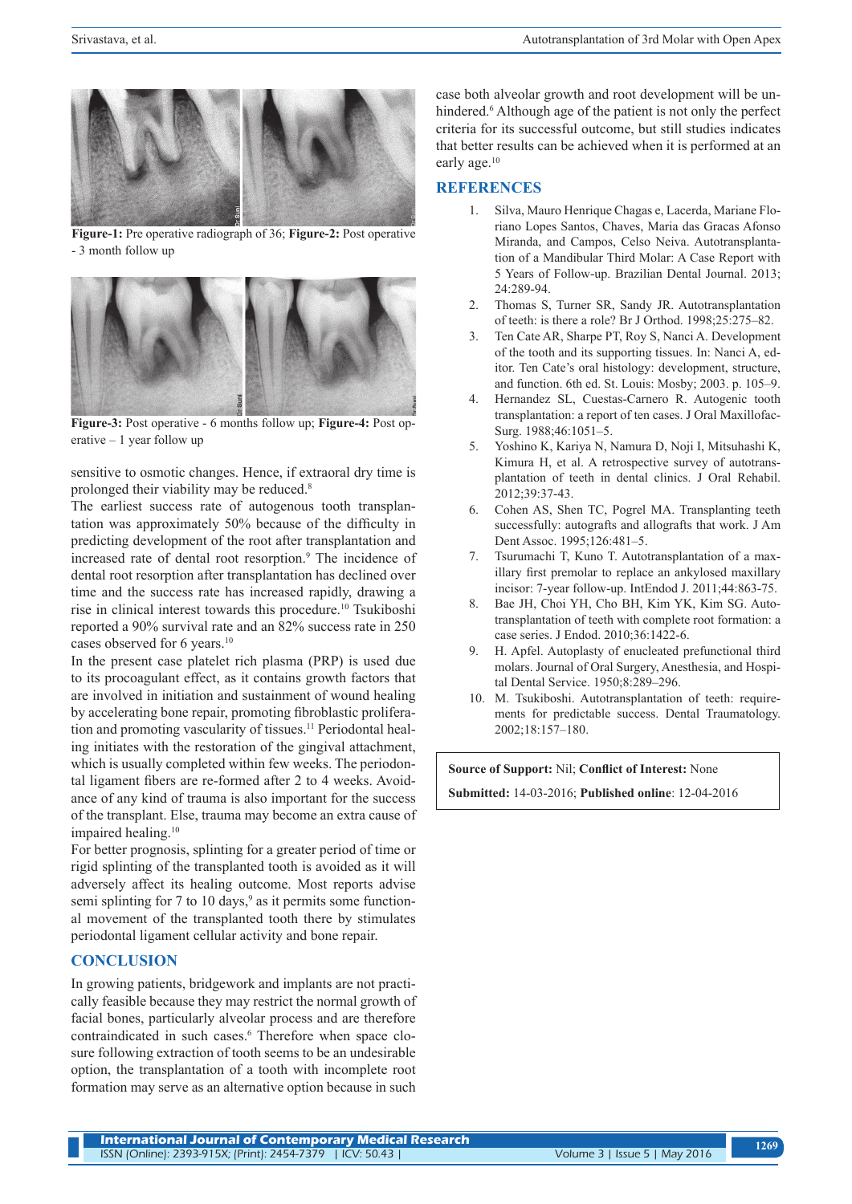Figure-1: Pre operative radiograph of 36; **Figure-2:** Post operative - 3 month follow up

**Figure-3:** Post operative - 6 months follow up; **Figure-4:** Post operative – 1 year follow up

sensitive to osmotic changes. Hence, if extraoral dry time is prolonged their viability may be reduced.[8]

The earliest success rate of autogenous tooth transplantation was approximately 50% because of the difficulty in predicting development of the root after transplantation and increased rate of dental root resorption.[9] The incidence of dental root resorption after transplantation has declined over time and the success rate has increased rapidly, drawing a rise in clinical interest towards this procedure.[10] Tsukiboshi reported a 90% survival rate and an 82% success rate in 250 cases observed for 6 years.[10]

In the present case platelet rich plasma (PRP) is used due to its procoagulant effect, as it contains growth factors that are involved in initiation and sustainment of wound healing by accelerating bone repair, promoting fibroblastic proliferation and promoting vascularity of tissues.[11] Periodontal healing initiates with the restoration of the gingival attachment, which is usually completed within few weeks. The periodontal ligament fibers are re-formed after 2 to 4 weeks. Avoidance of any kind of trauma is also important for the success of the transplant. Else, trauma may become an extra cause of impaired healing.[10]

For better prognosis, splinting for a greater period of time or rigid splinting of the transplanted tooth is avoided as it will adversely affect its healing outcome. Most reports advise semi splinting for 7 to 10 days,[9] as it permits some functional movement of the transplanted tooth there by stimulates periodontal ligament cellular activity and bone repair.

## CONCLUSION

In growing patients, bridgework and implants are not practically feasible because they may restrict the normal growth of facial bones, particularly alveolar process and are therefore contraindicated in such cases.[6] Therefore when space closure following extraction of tooth seems to be an undesirable option, the transplantation of a tooth with incomplete root formation may serve as an alternative option because in such case both alveolar growth and root development will be unhindered.[6] Although age of the patient is not only the perfect criteria for its successful outcome, but still studies indicates that better results can be achieved when it is performed at an early age.[10]

## REFERENCES

1. Silva, Mauro Henrique Chagas e, Lacerda, Mariane Floriano Lopes Santos, Chaves, Maria das Gracas Afonso Miranda, and Campos, Celso Neiva. Autotransplantation of a Mandibular Third Molar: A Case Report with 5 Years of Follow-up. Brazilian Dental Journal. 2013; 24:289-94.
2. Thomas S, Turner SR, Sandy JR. Autotransplantation of teeth: is there a role? Br J Orthod. 1998;25:275–82.
3. Ten Cate AR, Sharpe PT, Roy S, Nanci A. Development of the tooth and its supporting tissues. In: Nanci A, editor. Ten Cate's oral histology: development, structure, and function. 6th ed. St. Louis: Mosby; 2003. p. 105–9.
4. Hernandez SL, Cuestas-Carnero R. Autogenic tooth transplantation: a report of ten cases. J Oral MaxillofacSurg. 1988;46:1051–5.
5. Yoshino K, Kariya N, Namura D, Noji I, Mitsuhashi K, Kimura H, et al. A retrospective survey of autotransplantation of teeth in dental clinics. J Oral Rehabil. 2012;39:37-43.
6. Cohen AS, Shen TC, Pogrel MA. Transplanting teeth successfully: autografts and allografts that work. J Am Dent Assoc. 1995;126:481–5.
7. Tsurumachi T, Kuno T. Autotransplantation of a maxillary first premolar to replace an ankylosed maxillary incisor: 7-year follow-up. IntEndod J. 2011;44:863-75.
8. Bae JH, Choi YH, Cho BH, Kim YK, Kim SG. Autotransplantation of teeth with complete root formation: a case series. J Endod. 2010;36:1422-6.
9. H. Apfel. Autoplasty of enucleated prefunctional third molars. Journal of Oral Surgery, Anesthesia, and Hospital Dental Service. 1950;8:289–296.
10. M. Tsukiboshi. Autotransplantation of teeth: requirements for predictable success. Dental Traumatology. 2002;18:157–180.

**Source of Support:** Nil; **Conflict of Interest:** None

**Submitted:** 14-03-2016; **Published online**: 12-04-2016